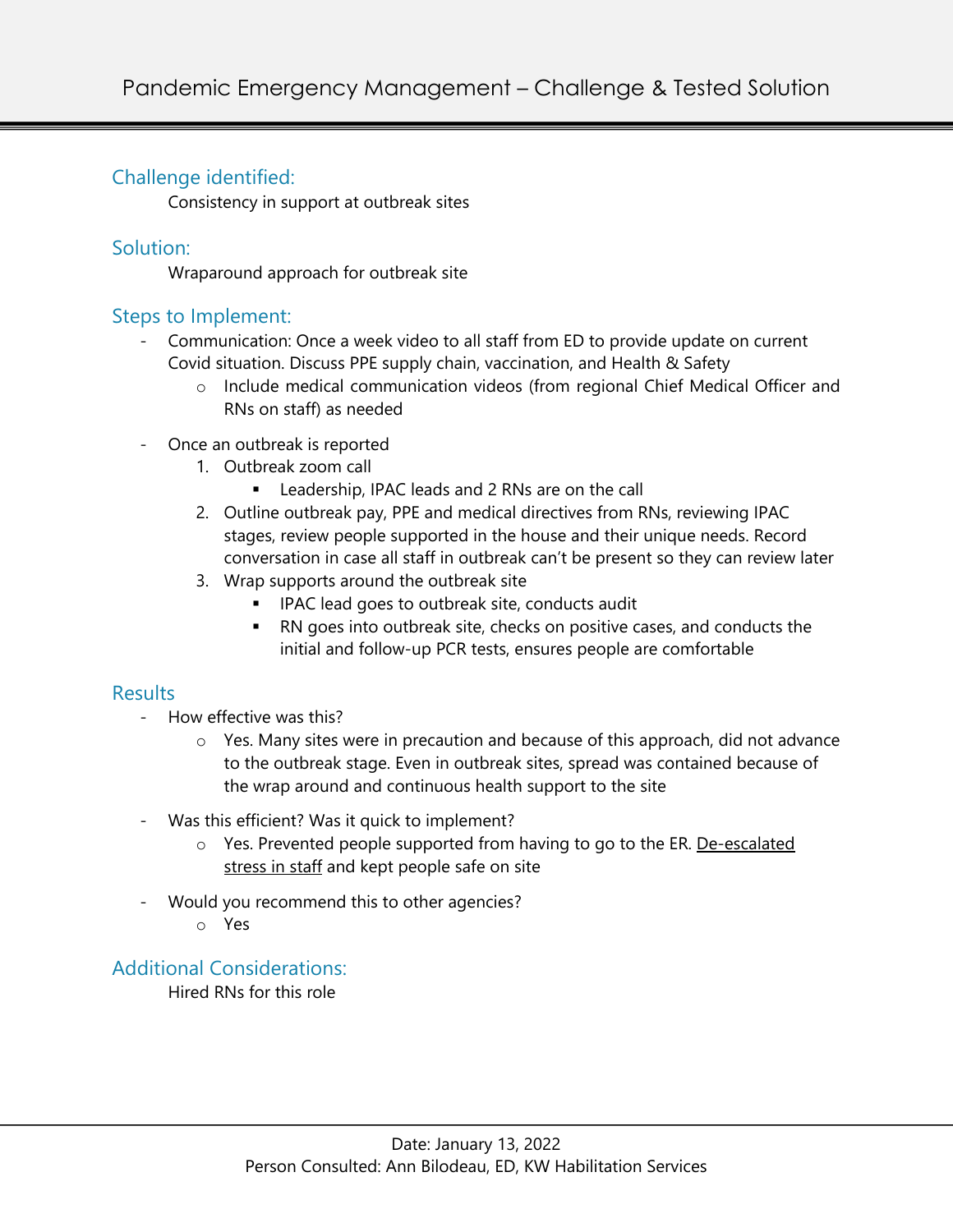# Pandemic Emergency Management – Challenge & Tested Solution

## Challenge identified:

Consistency in support at outbreak sites

## Solution:

Wraparound approach for outbreak site

## Steps to Implement:

- Communication: Once a week video to all staff from ED to provide update on current Covid situation. Discuss PPE supply chain, vaccination, and Health & Safety
  - Include medical communication videos (from regional Chief Medical Officer and RNs on staff) as needed
- Once an outbreak is reported
  1. Outbreak zoom call
     - Leadership, IPAC leads and 2 RNs are on the call
  2. Outline outbreak pay, PPE and medical directives from RNs, reviewing IPAC stages, review people supported in the house and their unique needs. Record conversation in case all staff in outbreak can't be present so they can review later
  3. Wrap supports around the outbreak site
     - IPAC lead goes to outbreak site, conducts audit
     - RN goes into outbreak site, checks on positive cases, and conducts the initial and follow-up PCR tests, ensures people are comfortable

## Results

- How effective was this?
  - Yes. Many sites were in precaution and because of this approach, did not advance to the outbreak stage. Even in outbreak sites, spread was contained because of the wrap around and continuous health support to the site
- Was this efficient? Was it quick to implement?
  - Yes. Prevented people supported from having to go to the ER. <u>De-escalated stress in staff</u> and kept people safe on site
- Would you recommend this to other agencies?
  - Yes

## Additional Considerations:

Hired RNs for this role

Date: January 13, 2022
Person Consulted: Ann Bilodeau, ED, KW Habilitation Services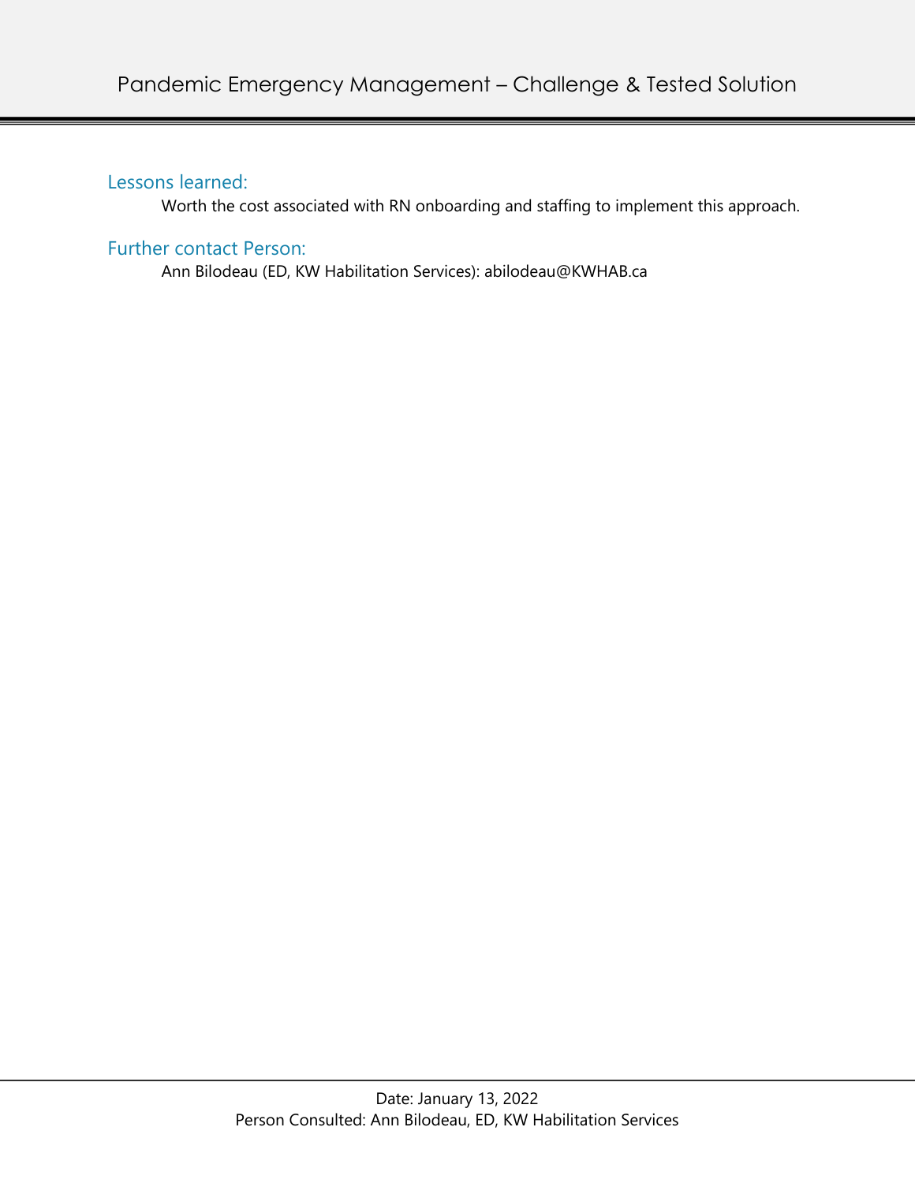## Lessons learned:

Worth the cost associated with RN onboarding and staffing to implement this approach.

## Further contact Person:

Ann Bilodeau (ED, KW Habilitation Services): abilodeau@KWHAB.ca